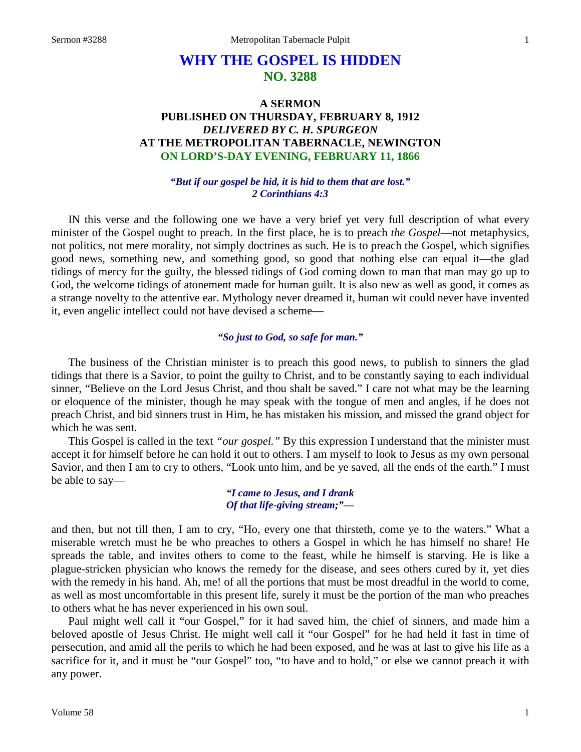# WHY THE GOSPEL IS HIDDEN
## NO. 3288

### A SERMON
### PUBLISHED ON THURSDAY, FEBRUARY 8, 1912
### *DELIVERED BY C. H. SPURGEON*
### AT THE METROPOLITAN TABERNACLE, NEWINGTON
### ON LORD'S-DAY EVENING, FEBRUARY 11, 1866

*"But if our gospel be hid, it is hid to them that are lost."*
*2 Corinthians 4:3*

IN this verse and the following one we have a very brief yet very full description of what every minister of the Gospel ought to preach. In the first place, he is to preach *the Gospel*—not metaphysics, not politics, not mere morality, not simply doctrines as such. He is to preach the Gospel, which signifies good news, something new, and something good, so good that nothing else can equal it—the glad tidings of mercy for the guilty, the blessed tidings of God coming down to man that man may go up to God, the welcome tidings of atonement made for human guilt. It is also new as well as good, it comes as a strange novelty to the attentive ear. Mythology never dreamed it, human wit could never have invented it, even angelic intellect could not have devised a scheme—

*"So just to God, so safe for man."*

The business of the Christian minister is to preach this good news, to publish to sinners the glad tidings that there is a Savior, to point the guilty to Christ, and to be constantly saying to each individual sinner, "Believe on the Lord Jesus Christ, and thou shalt be saved." I care not what may be the learning or eloquence of the minister, though he may speak with the tongue of men and angles, if he does not preach Christ, and bid sinners trust in Him, he has mistaken his mission, and missed the grand object for which he was sent.

This Gospel is called in the text *"our gospel."* By this expression I understand that the minister must accept it for himself before he can hold it out to others. I am myself to look to Jesus as my own personal Savior, and then I am to cry to others, "Look unto him, and be ye saved, all the ends of the earth." I must be able to say—

*"I came to Jesus, and I drank*
*Of that life-giving stream;"—*

and then, but not till then, I am to cry, "Ho, every one that thirsteth, come ye to the waters." What a miserable wretch must he be who preaches to others a Gospel in which he has himself no share! He spreads the table, and invites others to come to the feast, while he himself is starving. He is like a plague-stricken physician who knows the remedy for the disease, and sees others cured by it, yet dies with the remedy in his hand. Ah, me! of all the portions that must be most dreadful in the world to come, as well as most uncomfortable in this present life, surely it must be the portion of the man who preaches to others what he has never experienced in his own soul.

Paul might well call it "our Gospel," for it had saved him, the chief of sinners, and made him a beloved apostle of Jesus Christ. He might well call it "our Gospel" for he had held it fast in time of persecution, and amid all the perils to which he had been exposed, and he was at last to give his life as a sacrifice for it, and it must be "our Gospel" too, "to have and to hold," or else we cannot preach it with any power.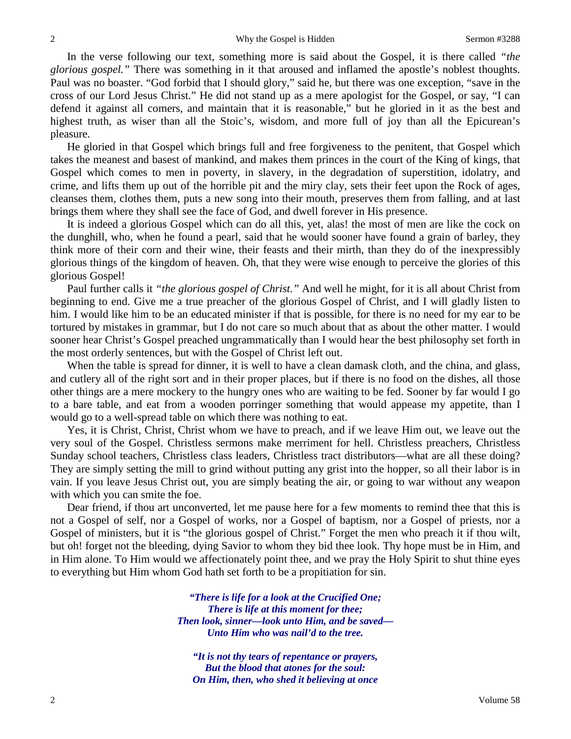In the verse following our text, something more is said about the Gospel, it is there called *"the glorious gospel."* There was something in it that aroused and inflamed the apostle's noblest thoughts. Paul was no boaster. "God forbid that I should glory," said he, but there was one exception, "save in the cross of our Lord Jesus Christ." He did not stand up as a mere apologist for the Gospel, or say, "I can defend it against all comers, and maintain that it is reasonable," but he gloried in it as the best and highest truth, as wiser than all the Stoic's, wisdom, and more full of joy than all the Epicurean's pleasure.

He gloried in that Gospel which brings full and free forgiveness to the penitent, that Gospel which takes the meanest and basest of mankind, and makes them princes in the court of the King of kings, that Gospel which comes to men in poverty, in slavery, in the degradation of superstition, idolatry, and crime, and lifts them up out of the horrible pit and the miry clay, sets their feet upon the Rock of ages, cleanses them, clothes them, puts a new song into their mouth, preserves them from falling, and at last brings them where they shall see the face of God, and dwell forever in His presence.

It is indeed a glorious Gospel which can do all this, yet, alas! the most of men are like the cock on the dunghill, who, when he found a pearl, said that he would sooner have found a grain of barley, they think more of their corn and their wine, their feasts and their mirth, than they do of the inexpressibly glorious things of the kingdom of heaven. Oh, that they were wise enough to perceive the glories of this glorious Gospel!

Paul further calls it *"the glorious gospel of Christ."* And well he might, for it is all about Christ from beginning to end. Give me a true preacher of the glorious Gospel of Christ, and I will gladly listen to him. I would like him to be an educated minister if that is possible, for there is no need for my ear to be tortured by mistakes in grammar, but I do not care so much about that as about the other matter. I would sooner hear Christ's Gospel preached ungrammatically than I would hear the best philosophy set forth in the most orderly sentences, but with the Gospel of Christ left out.

When the table is spread for dinner, it is well to have a clean damask cloth, and the china, and glass, and cutlery all of the right sort and in their proper places, but if there is no food on the dishes, all those other things are a mere mockery to the hungry ones who are waiting to be fed. Sooner by far would I go to a bare table, and eat from a wooden porringer something that would appease my appetite, than I would go to a well-spread table on which there was nothing to eat.

Yes, it is Christ, Christ, Christ whom we have to preach, and if we leave Him out, we leave out the very soul of the Gospel. Christless sermons make merriment for hell. Christless preachers, Christless Sunday school teachers, Christless class leaders, Christless tract distributors—what are all these doing? They are simply setting the mill to grind without putting any grist into the hopper, so all their labor is in vain. If you leave Jesus Christ out, you are simply beating the air, or going to war without any weapon with which you can smite the foe.

Dear friend, if thou art unconverted, let me pause here for a few moments to remind thee that this is not a Gospel of self, nor a Gospel of works, nor a Gospel of baptism, nor a Gospel of priests, nor a Gospel of ministers, but it is "the glorious gospel of Christ." Forget the men who preach it if thou wilt, but oh! forget not the bleeding, dying Savior to whom they bid thee look. Thy hope must be in Him, and in Him alone. To Him would we affectionately point thee, and we pray the Holy Spirit to shut thine eyes to everything but Him whom God hath set forth to be a propitiation for sin.

> ***"There is life for a look at the Crucified One;***
> ***There is life at this moment for thee;***
> ***Then look, sinner—look unto Him, and be saved—***
> ***Unto Him who was nail'd to the tree.***
>
> ***"It is not thy tears of repentance or prayers,***
> ***But the blood that atones for the soul:***
> ***On Him, then, who shed it believing at once***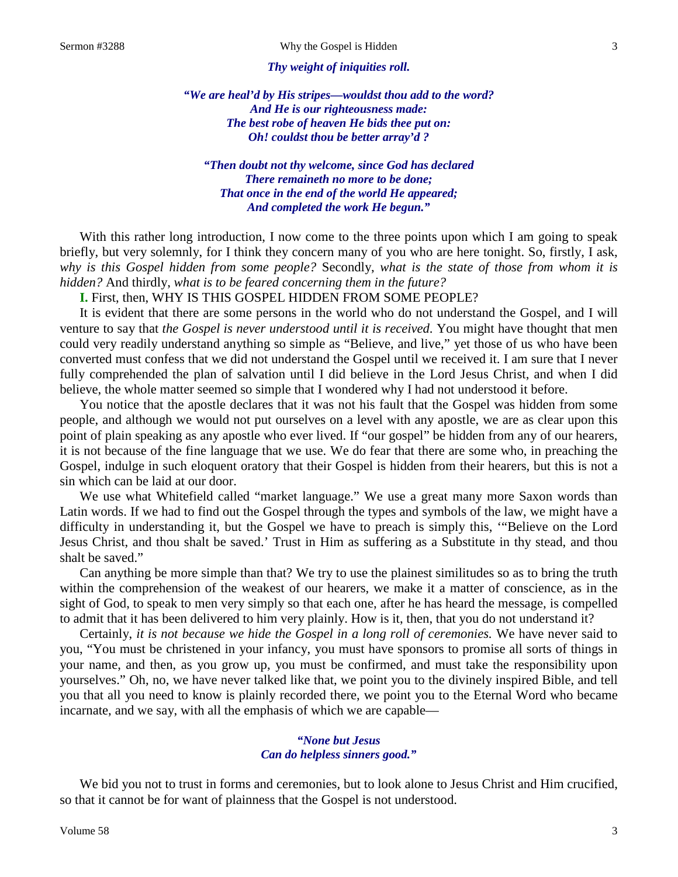***Thy weight of iniquities roll.***

***"We are heal'd by His stripes—wouldst thou add to the word?***
***And He is our righteousness made:***
***The best robe of heaven He bids thee put on:***
***Oh! couldst thou be better array'd ?***

***"Then doubt not thy welcome, since God has declared***
***There remaineth no more to be done;***
***That once in the end of the world He appeared;***
***And completed the work He begun."***

With this rather long introduction, I now come to the three points upon which I am going to speak briefly, but very solemnly, for I think they concern many of you who are here tonight. So, firstly, I ask, *why is this Gospel hidden from some people?* Secondly, *what is the state of those from whom it is hidden?* And thirdly, *what is to be feared concerning them in the future?*

**I.** First, then, WHY IS THIS GOSPEL HIDDEN FROM SOME PEOPLE?

It is evident that there are some persons in the world who do not understand the Gospel, and I will venture to say that *the Gospel is never understood until it is received*. You might have thought that men could very readily understand anything so simple as "Believe, and live," yet those of us who have been converted must confess that we did not understand the Gospel until we received it. I am sure that I never fully comprehended the plan of salvation until I did believe in the Lord Jesus Christ, and when I did believe, the whole matter seemed so simple that I wondered why I had not understood it before.

You notice that the apostle declares that it was not his fault that the Gospel was hidden from some people, and although we would not put ourselves on a level with any apostle, we are as clear upon this point of plain speaking as any apostle who ever lived. If "our gospel" be hidden from any of our hearers, it is not because of the fine language that we use. We do fear that there are some who, in preaching the Gospel, indulge in such eloquent oratory that their Gospel is hidden from their hearers, but this is not a sin which can be laid at our door.

We use what Whitefield called "market language." We use a great many more Saxon words than Latin words. If we had to find out the Gospel through the types and symbols of the law, we might have a difficulty in understanding it, but the Gospel we have to preach is simply this, '"Believe on the Lord Jesus Christ, and thou shalt be saved.' Trust in Him as suffering as a Substitute in thy stead, and thou shalt be saved."

Can anything be more simple than that? We try to use the plainest similitudes so as to bring the truth within the comprehension of the weakest of our hearers, we make it a matter of conscience, as in the sight of God, to speak to men very simply so that each one, after he has heard the message, is compelled to admit that it has been delivered to him very plainly. How is it, then, that you do not understand it?

Certainly, *it is not because we hide the Gospel in a long roll of ceremonies.* We have never said to you, "You must be christened in your infancy, you must have sponsors to promise all sorts of things in your name, and then, as you grow up, you must be confirmed, and must take the responsibility upon yourselves." Oh, no, we have never talked like that, we point you to the divinely inspired Bible, and tell you that all you need to know is plainly recorded there, we point you to the Eternal Word who became incarnate, and we say, with all the emphasis of which we are capable—

***"None but Jesus***
***Can do helpless sinners good."***

We bid you not to trust in forms and ceremonies, but to look alone to Jesus Christ and Him crucified, so that it cannot be for want of plainness that the Gospel is not understood.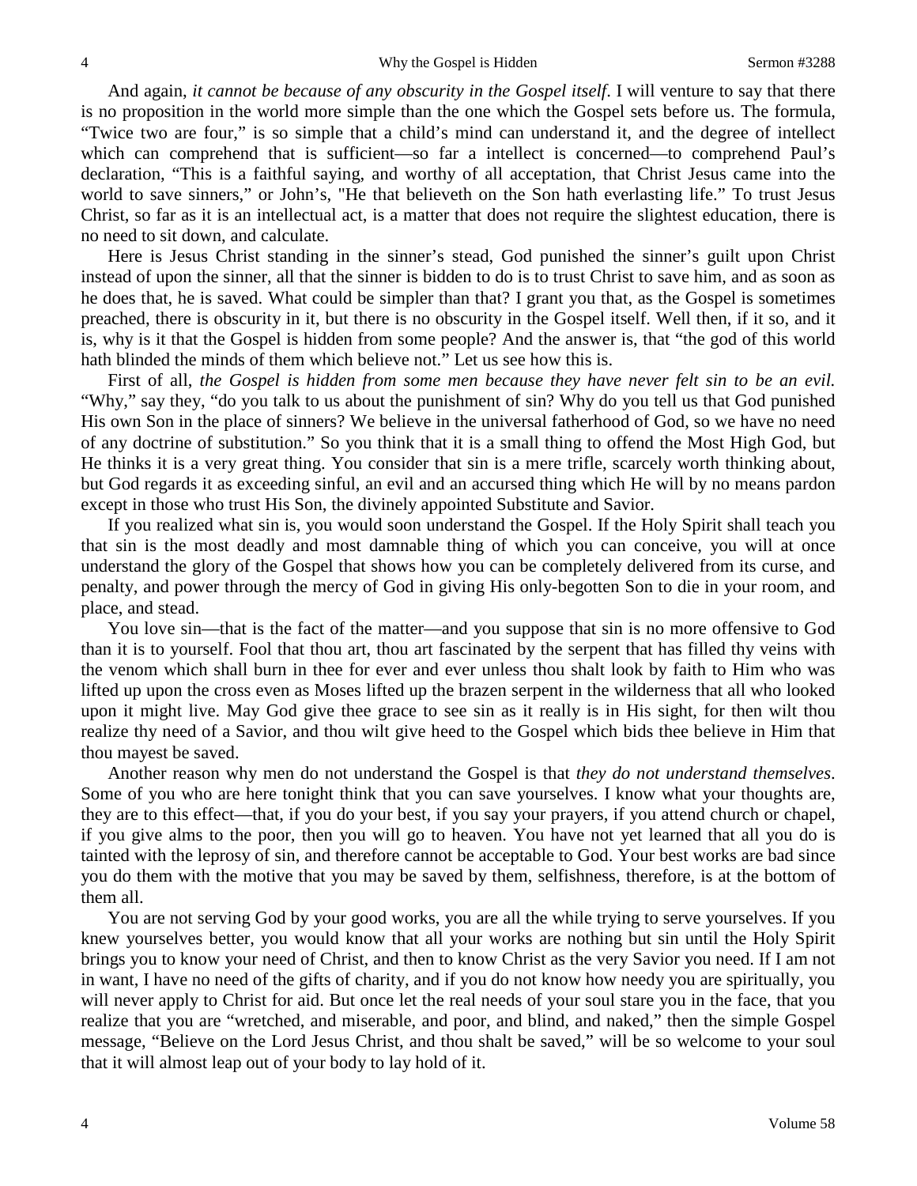And again, *it cannot be because of any obscurity in the Gospel itself*. I will venture to say that there is no proposition in the world more simple than the one which the Gospel sets before us. The formula, "Twice two are four," is so simple that a child's mind can understand it, and the degree of intellect which can comprehend that is sufficient—so far a intellect is concerned—to comprehend Paul's declaration, "This is a faithful saying, and worthy of all acceptation, that Christ Jesus came into the world to save sinners," or John's, "He that believeth on the Son hath everlasting life." To trust Jesus Christ, so far as it is an intellectual act, is a matter that does not require the slightest education, there is no need to sit down, and calculate.

Here is Jesus Christ standing in the sinner's stead, God punished the sinner's guilt upon Christ instead of upon the sinner, all that the sinner is bidden to do is to trust Christ to save him, and as soon as he does that, he is saved. What could be simpler than that? I grant you that, as the Gospel is sometimes preached, there is obscurity in it, but there is no obscurity in the Gospel itself. Well then, if it so, and it is, why is it that the Gospel is hidden from some people? And the answer is, that "the god of this world hath blinded the minds of them which believe not." Let us see how this is.

First of all, *the Gospel is hidden from some men because they have never felt sin to be an evil.* "Why," say they, "do you talk to us about the punishment of sin? Why do you tell us that God punished His own Son in the place of sinners? We believe in the universal fatherhood of God, so we have no need of any doctrine of substitution." So you think that it is a small thing to offend the Most High God, but He thinks it is a very great thing. You consider that sin is a mere trifle, scarcely worth thinking about, but God regards it as exceeding sinful, an evil and an accursed thing which He will by no means pardon except in those who trust His Son, the divinely appointed Substitute and Savior.

If you realized what sin is, you would soon understand the Gospel. If the Holy Spirit shall teach you that sin is the most deadly and most damnable thing of which you can conceive, you will at once understand the glory of the Gospel that shows how you can be completely delivered from its curse, and penalty, and power through the mercy of God in giving His only-begotten Son to die in your room, and place, and stead.

You love sin—that is the fact of the matter—and you suppose that sin is no more offensive to God than it is to yourself. Fool that thou art, thou art fascinated by the serpent that has filled thy veins with the venom which shall burn in thee for ever and ever unless thou shalt look by faith to Him who was lifted up upon the cross even as Moses lifted up the brazen serpent in the wilderness that all who looked upon it might live. May God give thee grace to see sin as it really is in His sight, for then wilt thou realize thy need of a Savior, and thou wilt give heed to the Gospel which bids thee believe in Him that thou mayest be saved.

Another reason why men do not understand the Gospel is that *they do not understand themselves*. Some of you who are here tonight think that you can save yourselves. I know what your thoughts are, they are to this effect—that, if you do your best, if you say your prayers, if you attend church or chapel, if you give alms to the poor, then you will go to heaven. You have not yet learned that all you do is tainted with the leprosy of sin, and therefore cannot be acceptable to God. Your best works are bad since you do them with the motive that you may be saved by them, selfishness, therefore, is at the bottom of them all.

You are not serving God by your good works, you are all the while trying to serve yourselves. If you knew yourselves better, you would know that all your works are nothing but sin until the Holy Spirit brings you to know your need of Christ, and then to know Christ as the very Savior you need. If I am not in want, I have no need of the gifts of charity, and if you do not know how needy you are spiritually, you will never apply to Christ for aid. But once let the real needs of your soul stare you in the face, that you realize that you are "wretched, and miserable, and poor, and blind, and naked," then the simple Gospel message, "Believe on the Lord Jesus Christ, and thou shalt be saved," will be so welcome to your soul that it will almost leap out of your body to lay hold of it.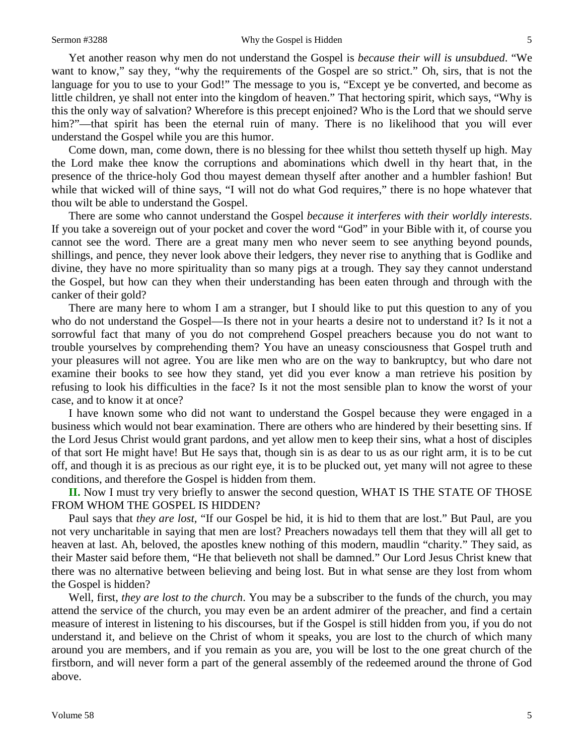Yet another reason why men do not understand the Gospel is *because their will is unsubdued*. "We want to know," say they, "why the requirements of the Gospel are so strict." Oh, sirs, that is not the language for you to use to your God!" The message to you is, "Except ye be converted, and become as little children, ye shall not enter into the kingdom of heaven." That hectoring spirit, which says, "Why is this the only way of salvation? Wherefore is this precept enjoined? Who is the Lord that we should serve him?"—that spirit has been the eternal ruin of many. There is no likelihood that you will ever understand the Gospel while you are this humor.

Come down, man, come down, there is no blessing for thee whilst thou setteth thyself up high. May the Lord make thee know the corruptions and abominations which dwell in thy heart that, in the presence of the thrice-holy God thou mayest demean thyself after another and a humbler fashion! But while that wicked will of thine says, "I will not do what God requires," there is no hope whatever that thou wilt be able to understand the Gospel.

There are some who cannot understand the Gospel *because it interferes with their worldly interests*. If you take a sovereign out of your pocket and cover the word "God" in your Bible with it, of course you cannot see the word. There are a great many men who never seem to see anything beyond pounds, shillings, and pence, they never look above their ledgers, they never rise to anything that is Godlike and divine, they have no more spirituality than so many pigs at a trough. They say they cannot understand the Gospel, but how can they when their understanding has been eaten through and through with the canker of their gold?

There are many here to whom I am a stranger, but I should like to put this question to any of you who do not understand the Gospel—Is there not in your hearts a desire not to understand it? Is it not a sorrowful fact that many of you do not comprehend Gospel preachers because you do not want to trouble yourselves by comprehending them? You have an uneasy consciousness that Gospel truth and your pleasures will not agree. You are like men who are on the way to bankruptcy, but who dare not examine their books to see how they stand, yet did you ever know a man retrieve his position by refusing to look his difficulties in the face? Is it not the most sensible plan to know the worst of your case, and to know it at once?

I have known some who did not want to understand the Gospel because they were engaged in a business which would not bear examination. There are others who are hindered by their besetting sins. If the Lord Jesus Christ would grant pardons, and yet allow men to keep their sins, what a host of disciples of that sort He might have! But He says that, though sin is as dear to us as our right arm, it is to be cut off, and though it is as precious as our right eye, it is to be plucked out, yet many will not agree to these conditions, and therefore the Gospel is hidden from them.

**II.** Now I must try very briefly to answer the second question, WHAT IS THE STATE OF THOSE FROM WHOM THE GOSPEL IS HIDDEN?

Paul says that *they are lost*, "If our Gospel be hid, it is hid to them that are lost." But Paul, are you not very uncharitable in saying that men are lost? Preachers nowadays tell them that they will all get to heaven at last. Ah, beloved, the apostles knew nothing of this modern, maudlin "charity." They said, as their Master said before them, "He that believeth not shall be damned." Our Lord Jesus Christ knew that there was no alternative between believing and being lost. But in what sense are they lost from whom the Gospel is hidden?

Well, first, *they are lost to the church*. You may be a subscriber to the funds of the church, you may attend the service of the church, you may even be an ardent admirer of the preacher, and find a certain measure of interest in listening to his discourses, but if the Gospel is still hidden from you, if you do not understand it, and believe on the Christ of whom it speaks, you are lost to the church of which many around you are members, and if you remain as you are, you will be lost to the one great church of the firstborn, and will never form a part of the general assembly of the redeemed around the throne of God above.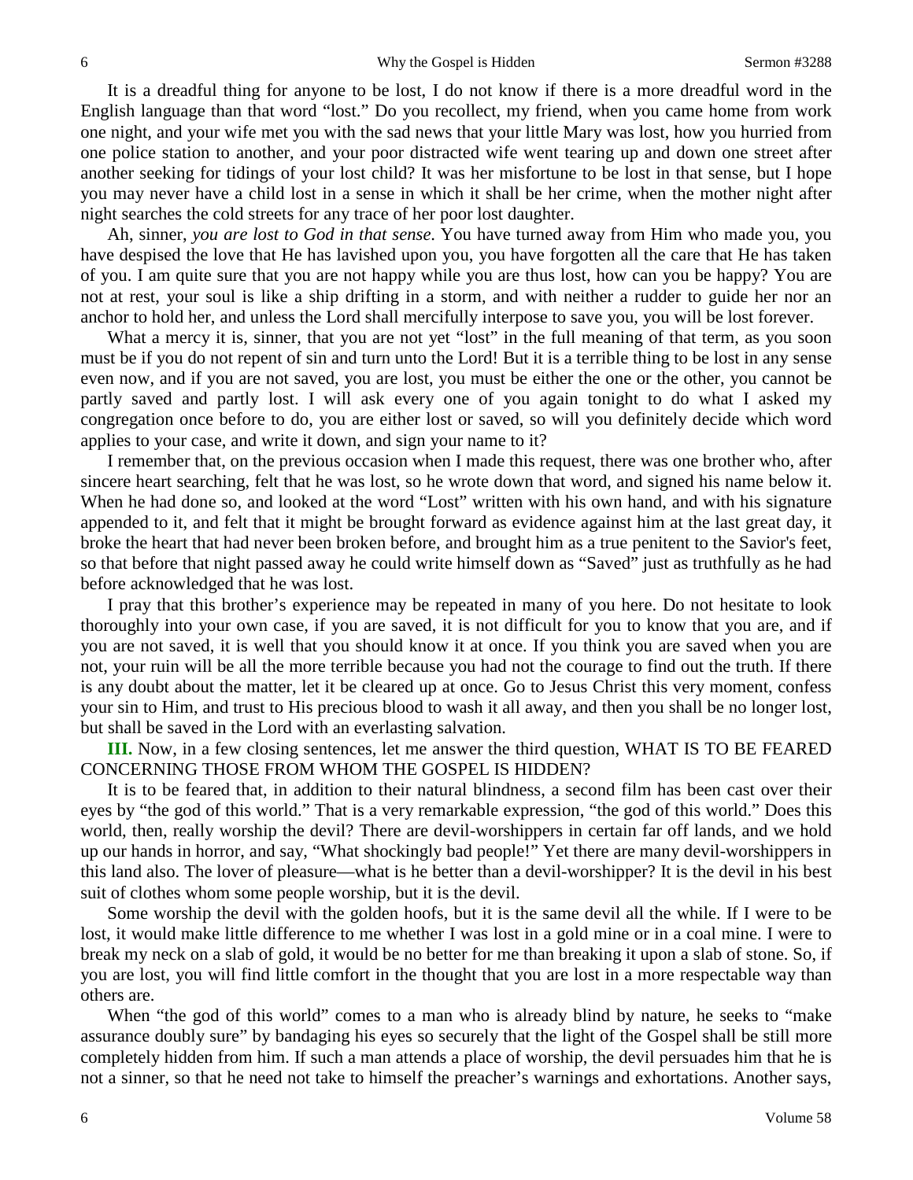It is a dreadful thing for anyone to be lost, I do not know if there is a more dreadful word in the English language than that word "lost." Do you recollect, my friend, when you came home from work one night, and your wife met you with the sad news that your little Mary was lost, how you hurried from one police station to another, and your poor distracted wife went tearing up and down one street after another seeking for tidings of your lost child? It was her misfortune to be lost in that sense, but I hope you may never have a child lost in a sense in which it shall be her crime, when the mother night after night searches the cold streets for any trace of her poor lost daughter.

Ah, sinner, *you are lost to God in that sense.* You have turned away from Him who made you, you have despised the love that He has lavished upon you, you have forgotten all the care that He has taken of you. I am quite sure that you are not happy while you are thus lost, how can you be happy? You are not at rest, your soul is like a ship drifting in a storm, and with neither a rudder to guide her nor an anchor to hold her, and unless the Lord shall mercifully interpose to save you, you will be lost forever.

What a mercy it is, sinner, that you are not yet "lost" in the full meaning of that term, as you soon must be if you do not repent of sin and turn unto the Lord! But it is a terrible thing to be lost in any sense even now, and if you are not saved, you are lost, you must be either the one or the other, you cannot be partly saved and partly lost. I will ask every one of you again tonight to do what I asked my congregation once before to do, you are either lost or saved, so will you definitely decide which word applies to your case, and write it down, and sign your name to it?

I remember that, on the previous occasion when I made this request, there was one brother who, after sincere heart searching, felt that he was lost, so he wrote down that word, and signed his name below it. When he had done so, and looked at the word "Lost" written with his own hand, and with his signature appended to it, and felt that it might be brought forward as evidence against him at the last great day, it broke the heart that had never been broken before, and brought him as a true penitent to the Savior's feet, so that before that night passed away he could write himself down as "Saved" just as truthfully as he had before acknowledged that he was lost.

I pray that this brother's experience may be repeated in many of you here. Do not hesitate to look thoroughly into your own case, if you are saved, it is not difficult for you to know that you are, and if you are not saved, it is well that you should know it at once. If you think you are saved when you are not, your ruin will be all the more terrible because you had not the courage to find out the truth. If there is any doubt about the matter, let it be cleared up at once. Go to Jesus Christ this very moment, confess your sin to Him, and trust to His precious blood to wash it all away, and then you shall be no longer lost, but shall be saved in the Lord with an everlasting salvation.

**III.** Now, in a few closing sentences, let me answer the third question, WHAT IS TO BE FEARED CONCERNING THOSE FROM WHOM THE GOSPEL IS HIDDEN?

It is to be feared that, in addition to their natural blindness, a second film has been cast over their eyes by "the god of this world." That is a very remarkable expression, "the god of this world." Does this world, then, really worship the devil? There are devil-worshippers in certain far off lands, and we hold up our hands in horror, and say, "What shockingly bad people!" Yet there are many devil-worshippers in this land also. The lover of pleasure—what is he better than a devil-worshipper? It is the devil in his best suit of clothes whom some people worship, but it is the devil.

Some worship the devil with the golden hoofs, but it is the same devil all the while. If I were to be lost, it would make little difference to me whether I was lost in a gold mine or in a coal mine. I were to break my neck on a slab of gold, it would be no better for me than breaking it upon a slab of stone. So, if you are lost, you will find little comfort in the thought that you are lost in a more respectable way than others are.

When "the god of this world" comes to a man who is already blind by nature, he seeks to "make assurance doubly sure" by bandaging his eyes so securely that the light of the Gospel shall be still more completely hidden from him. If such a man attends a place of worship, the devil persuades him that he is not a sinner, so that he need not take to himself the preacher's warnings and exhortations. Another says,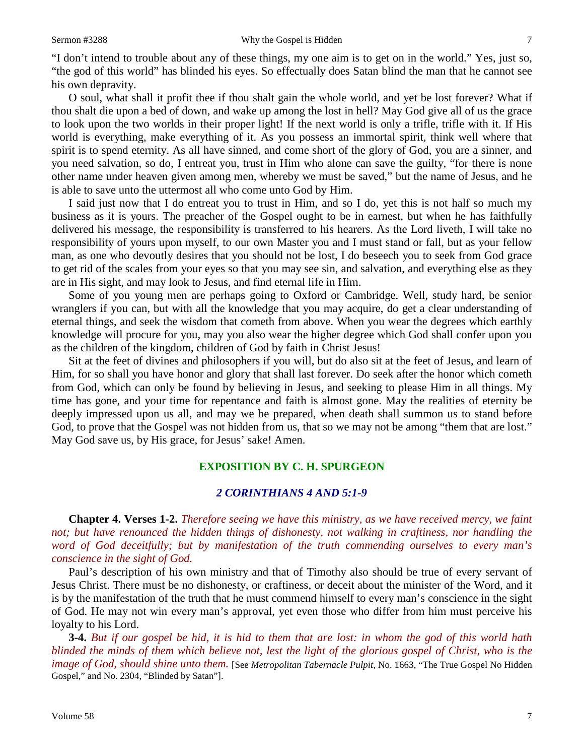"I don't intend to trouble about any of these things, my one aim is to get on in the world." Yes, just so, "the god of this world" has blinded his eyes. So effectually does Satan blind the man that he cannot see his own depravity.

O soul, what shall it profit thee if thou shalt gain the whole world, and yet be lost forever? What if thou shalt die upon a bed of down, and wake up among the lost in hell? May God give all of us the grace to look upon the two worlds in their proper light! If the next world is only a trifle, trifle with it. If His world is everything, make everything of it. As you possess an immortal spirit, think well where that spirit is to spend eternity. As all have sinned, and come short of the glory of God, you are a sinner, and you need salvation, so do, I entreat you, trust in Him who alone can save the guilty, "for there is none other name under heaven given among men, whereby we must be saved," but the name of Jesus, and he is able to save unto the uttermost all who come unto God by Him.

I said just now that I do entreat you to trust in Him, and so I do, yet this is not half so much my business as it is yours. The preacher of the Gospel ought to be in earnest, but when he has faithfully delivered his message, the responsibility is transferred to his hearers. As the Lord liveth, I will take no responsibility of yours upon myself, to our own Master you and I must stand or fall, but as your fellow man, as one who devoutly desires that you should not be lost, I do beseech you to seek from God grace to get rid of the scales from your eyes so that you may see sin, and salvation, and everything else as they are in His sight, and may look to Jesus, and find eternal life in Him.

Some of you young men are perhaps going to Oxford or Cambridge. Well, study hard, be senior wranglers if you can, but with all the knowledge that you may acquire, do get a clear understanding of eternal things, and seek the wisdom that cometh from above. When you wear the degrees which earthly knowledge will procure for you, may you also wear the higher degree which God shall confer upon you as the children of the kingdom, children of God by faith in Christ Jesus!

Sit at the feet of divines and philosophers if you will, but do also sit at the feet of Jesus, and learn of Him, for so shall you have honor and glory that shall last forever. Do seek after the honor which cometh from God, which can only be found by believing in Jesus, and seeking to please Him in all things. My time has gone, and your time for repentance and faith is almost gone. May the realities of eternity be deeply impressed upon us all, and may we be prepared, when death shall summon us to stand before God, to prove that the Gospel was not hidden from us, that so we may not be among "them that are lost." May God save us, by His grace, for Jesus' sake! Amen.

## EXPOSITION BY C. H. SPURGEON

### *2 CORINTHIANS 4 AND 5:1-9*

**Chapter 4. Verses 1-2.** *Therefore seeing we have this ministry, as we have received mercy, we faint not; but have renounced the hidden things of dishonesty, not walking in craftiness, nor handling the word of God deceitfully; but by manifestation of the truth commending ourselves to every man's conscience in the sight of God.*

Paul's description of his own ministry and that of Timothy also should be true of every servant of Jesus Christ. There must be no dishonesty, or craftiness, or deceit about the minister of the Word, and it is by the manifestation of the truth that he must commend himself to every man's conscience in the sight of God. He may not win every man's approval, yet even those who differ from him must perceive his loyalty to his Lord.

**3-4.** *But if our gospel be hid, it is hid to them that are lost: in whom the god of this world hath blinded the minds of them which believe not, lest the light of the glorious gospel of Christ, who is the image of God, should shine unto them.* [See *Metropolitan Tabernacle Pulpit,* No. 1663, "The True Gospel No Hidden Gospel," and No. 2304, "Blinded by Satan"].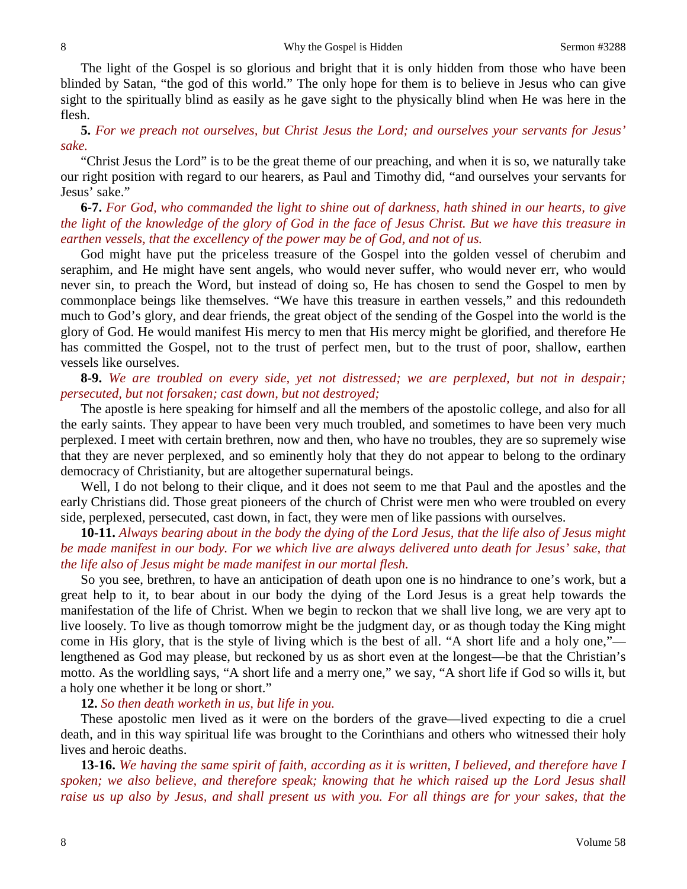The light of the Gospel is so glorious and bright that it is only hidden from those who have been blinded by Satan, "the god of this world." The only hope for them is to believe in Jesus who can give sight to the spiritually blind as easily as he gave sight to the physically blind when He was here in the flesh.

**5.** *For we preach not ourselves, but Christ Jesus the Lord; and ourselves your servants for Jesus' sake.*

"Christ Jesus the Lord" is to be the great theme of our preaching, and when it is so, we naturally take our right position with regard to our hearers, as Paul and Timothy did, "and ourselves your servants for Jesus' sake."

**6-7.** *For God, who commanded the light to shine out of darkness, hath shined in our hearts, to give the light of the knowledge of the glory of God in the face of Jesus Christ. But we have this treasure in earthen vessels, that the excellency of the power may be of God, and not of us.*

God might have put the priceless treasure of the Gospel into the golden vessel of cherubim and seraphim, and He might have sent angels, who would never suffer, who would never err, who would never sin, to preach the Word, but instead of doing so, He has chosen to send the Gospel to men by commonplace beings like themselves. "We have this treasure in earthen vessels," and this redoundeth much to God's glory, and dear friends, the great object of the sending of the Gospel into the world is the glory of God. He would manifest His mercy to men that His mercy might be glorified, and therefore He has committed the Gospel, not to the trust of perfect men, but to the trust of poor, shallow, earthen vessels like ourselves.

**8-9.** *We are troubled on every side, yet not distressed; we are perplexed, but not in despair; persecuted, but not forsaken; cast down, but not destroyed;*

The apostle is here speaking for himself and all the members of the apostolic college, and also for all the early saints. They appear to have been very much troubled, and sometimes to have been very much perplexed. I meet with certain brethren, now and then, who have no troubles, they are so supremely wise that they are never perplexed, and so eminently holy that they do not appear to belong to the ordinary democracy of Christianity, but are altogether supernatural beings.

Well, I do not belong to their clique, and it does not seem to me that Paul and the apostles and the early Christians did. Those great pioneers of the church of Christ were men who were troubled on every side, perplexed, persecuted, cast down, in fact, they were men of like passions with ourselves.

**10-11.** *Always bearing about in the body the dying of the Lord Jesus, that the life also of Jesus might be made manifest in our body. For we which live are always delivered unto death for Jesus' sake, that the life also of Jesus might be made manifest in our mortal flesh.*

So you see, brethren, to have an anticipation of death upon one is no hindrance to one's work, but a great help to it, to bear about in our body the dying of the Lord Jesus is a great help towards the manifestation of the life of Christ. When we begin to reckon that we shall live long, we are very apt to live loosely. To live as though tomorrow might be the judgment day, or as though today the King might come in His glory, that is the style of living which is the best of all. "A short life and a holy one,"—lengthened as God may please, but reckoned by us as short even at the longest—be that the Christian's motto. As the worldling says, "A short life and a merry one," we say, "A short life if God so wills it, but a holy one whether it be long or short."

**12.** *So then death worketh in us, but life in you.*

These apostolic men lived as it were on the borders of the grave—lived expecting to die a cruel death, and in this way spiritual life was brought to the Corinthians and others who witnessed their holy lives and heroic deaths.

**13-16.** *We having the same spirit of faith, according as it is written, I believed, and therefore have I spoken; we also believe, and therefore speak; knowing that he which raised up the Lord Jesus shall raise us up also by Jesus, and shall present us with you. For all things are for your sakes, that the*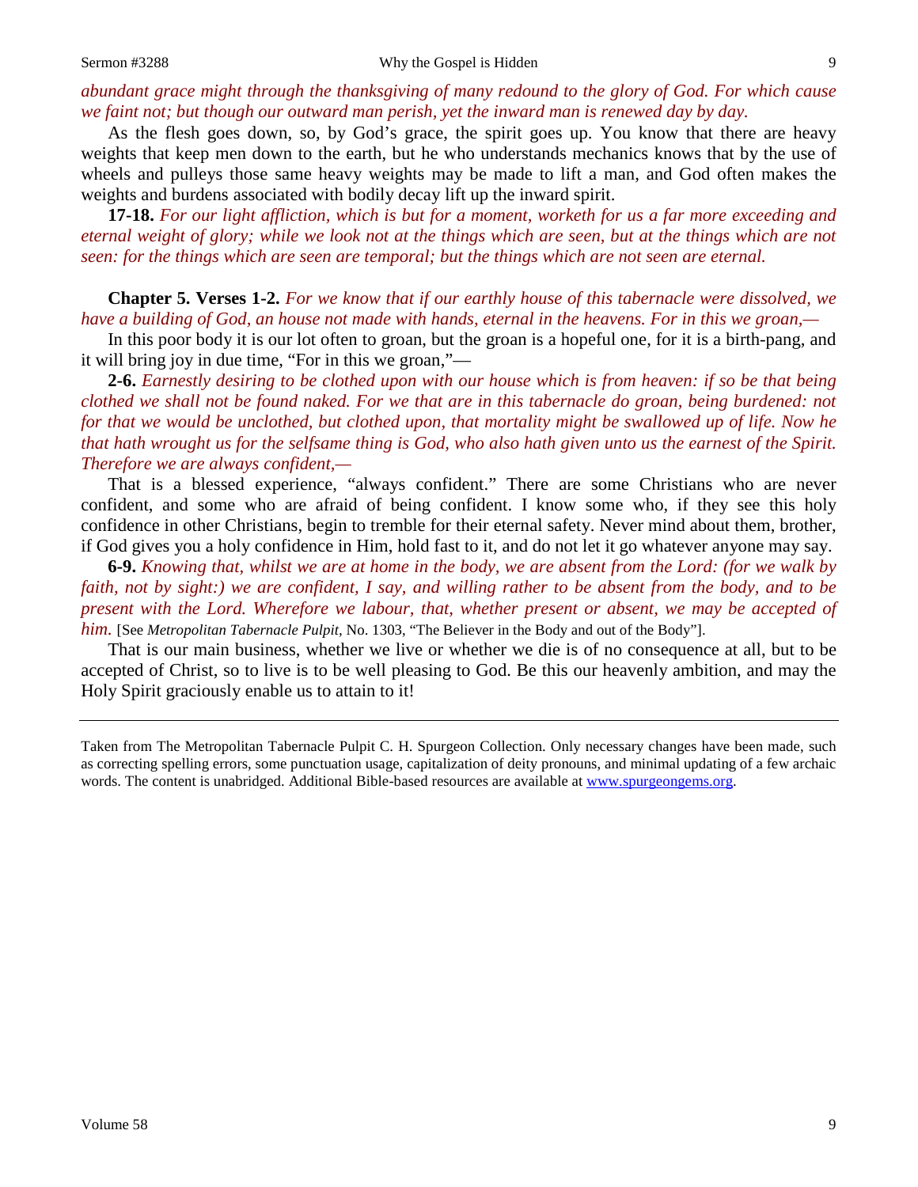*abundant grace might through the thanksgiving of many redound to the glory of God. For which cause we faint not; but though our outward man perish, yet the inward man is renewed day by day.*

As the flesh goes down, so, by God's grace, the spirit goes up. You know that there are heavy weights that keep men down to the earth, but he who understands mechanics knows that by the use of wheels and pulleys those same heavy weights may be made to lift a man, and God often makes the weights and burdens associated with bodily decay lift up the inward spirit.

**17-18.** *For our light affliction, which is but for a moment, worketh for us a far more exceeding and eternal weight of glory; while we look not at the things which are seen, but at the things which are not seen: for the things which are seen are temporal; but the things which are not seen are eternal.*

**Chapter 5. Verses 1-2.** *For we know that if our earthly house of this tabernacle were dissolved, we have a building of God, an house not made with hands, eternal in the heavens. For in this we groan,—*

In this poor body it is our lot often to groan, but the groan is a hopeful one, for it is a birth-pang, and it will bring joy in due time, "For in this we groan,"—

**2-6.** *Earnestly desiring to be clothed upon with our house which is from heaven: if so be that being clothed we shall not be found naked. For we that are in this tabernacle do groan, being burdened: not for that we would be unclothed, but clothed upon, that mortality might be swallowed up of life. Now he that hath wrought us for the selfsame thing is God, who also hath given unto us the earnest of the Spirit. Therefore we are always confident,—*

That is a blessed experience, "always confident." There are some Christians who are never confident, and some who are afraid of being confident. I know some who, if they see this holy confidence in other Christians, begin to tremble for their eternal safety. Never mind about them, brother, if God gives you a holy confidence in Him, hold fast to it, and do not let it go whatever anyone may say.

**6-9.** *Knowing that, whilst we are at home in the body, we are absent from the Lord: (for we walk by faith, not by sight:) we are confident, I say, and willing rather to be absent from the body, and to be present with the Lord. Wherefore we labour, that, whether present or absent, we may be accepted of him.* [See *Metropolitan Tabernacle Pulpit,* No. 1303, "The Believer in the Body and out of the Body"].

That is our main business, whether we live or whether we die is of no consequence at all, but to be accepted of Christ, so to live is to be well pleasing to God. Be this our heavenly ambition, and may the Holy Spirit graciously enable us to attain to it!

---

Taken from The Metropolitan Tabernacle Pulpit C. H. Spurgeon Collection. Only necessary changes have been made, such as correcting spelling errors, some punctuation usage, capitalization of deity pronouns, and minimal updating of a few archaic words. The content is unabridged. Additional Bible-based resources are available at www.spurgeongems.org.